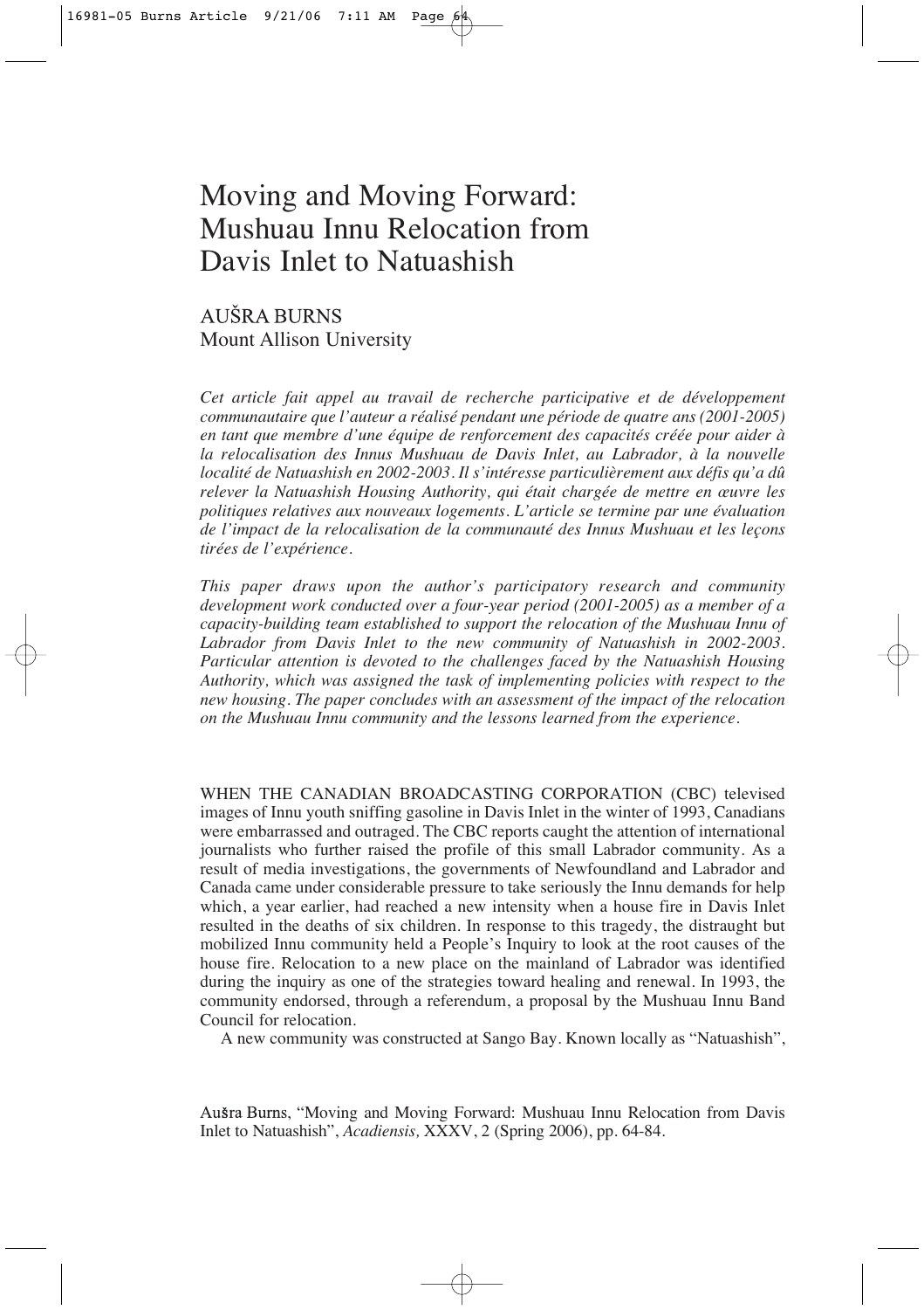# Moving and Moving Forward: Mushuau Innu Relocation from Davis Inlet to Natuashish

AUŠRA BURNS
Mount Allison University

*Cet article fait appel au travail de recherche participative et de développement communautaire que l'auteur a réalisé pendant une période de quatre ans (2001-2005) en tant que membre d'une équipe de renforcement des capacités créée pour aider à la relocalisation des Innus Mushuau de Davis Inlet, au Labrador, à la nouvelle localité de Natuashish en 2002-2003. Il s'intéresse particulièrement aux défis qu'a dû relever la Natuashish Housing Authority, qui était chargée de mettre en œuvre les politiques relatives aux nouveaux logements. L'article se termine par une évaluation de l'impact de la relocalisation de la communauté des Innus Mushuau et les leçons tirées de l'expérience.*

*This paper draws upon the author's participatory research and community development work conducted over a four-year period (2001-2005) as a member of a capacity-building team established to support the relocation of the Mushuau Innu of Labrador from Davis Inlet to the new community of Natuashish in 2002-2003. Particular attention is devoted to the challenges faced by the Natuashish Housing Authority, which was assigned the task of implementing policies with respect to the new housing. The paper concludes with an assessment of the impact of the relocation on the Mushuau Innu community and the lessons learned from the experience.*

WHEN THE CANADIAN BROADCASTING CORPORATION (CBC) televised images of Innu youth sniffing gasoline in Davis Inlet in the winter of 1993, Canadians were embarrassed and outraged. The CBC reports caught the attention of international journalists who further raised the profile of this small Labrador community. As a result of media investigations, the governments of Newfoundland and Labrador and Canada came under considerable pressure to take seriously the Innu demands for help which, a year earlier, had reached a new intensity when a house fire in Davis Inlet resulted in the deaths of six children. In response to this tragedy, the distraught but mobilized Innu community held a People's Inquiry to look at the root causes of the house fire. Relocation to a new place on the mainland of Labrador was identified during the inquiry as one of the strategies toward healing and renewal. In 1993, the community endorsed, through a referendum, a proposal by the Mushuau Innu Band Council for relocation.

A new community was constructed at Sango Bay. Known locally as "Natuashish",

Aušra Burns, "Moving and Moving Forward: Mushuau Innu Relocation from Davis Inlet to Natuashish", *Acadiensis,* XXXV, 2 (Spring 2006), pp. 64-84.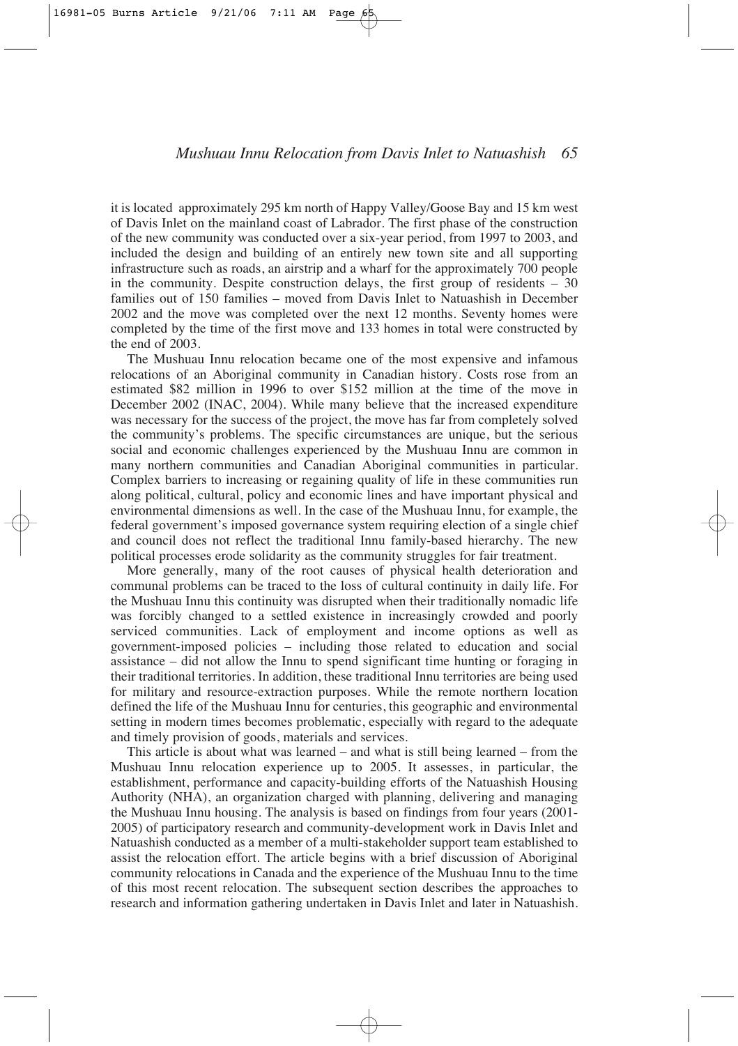it is located approximately 295 km north of Happy Valley/Goose Bay and 15 km west of Davis Inlet on the mainland coast of Labrador. The first phase of the construction of the new community was conducted over a six-year period, from 1997 to 2003, and included the design and building of an entirely new town site and all supporting infrastructure such as roads, an airstrip and a wharf for the approximately 700 people in the community. Despite construction delays, the first group of residents – 30 families out of 150 families – moved from Davis Inlet to Natuashish in December 2002 and the move was completed over the next 12 months. Seventy homes were completed by the time of the first move and 133 homes in total were constructed by the end of 2003.

The Mushuau Innu relocation became one of the most expensive and infamous relocations of an Aboriginal community in Canadian history. Costs rose from an estimated $82 million in 1996 to over $152 million at the time of the move in December 2002 (INAC, 2004). While many believe that the increased expenditure was necessary for the success of the project, the move has far from completely solved the community's problems. The specific circumstances are unique, but the serious social and economic challenges experienced by the Mushuau Innu are common in many northern communities and Canadian Aboriginal communities in particular. Complex barriers to increasing or regaining quality of life in these communities run along political, cultural, policy and economic lines and have important physical and environmental dimensions as well. In the case of the Mushuau Innu, for example, the federal government's imposed governance system requiring election of a single chief and council does not reflect the traditional Innu family-based hierarchy. The new political processes erode solidarity as the community struggles for fair treatment.

More generally, many of the root causes of physical health deterioration and communal problems can be traced to the loss of cultural continuity in daily life. For the Mushuau Innu this continuity was disrupted when their traditionally nomadic life was forcibly changed to a settled existence in increasingly crowded and poorly serviced communities. Lack of employment and income options as well as government-imposed policies – including those related to education and social assistance – did not allow the Innu to spend significant time hunting or foraging in their traditional territories. In addition, these traditional Innu territories are being used for military and resource-extraction purposes. While the remote northern location defined the life of the Mushuau Innu for centuries, this geographic and environmental setting in modern times becomes problematic, especially with regard to the adequate and timely provision of goods, materials and services.

This article is about what was learned – and what is still being learned – from the Mushuau Innu relocation experience up to 2005. It assesses, in particular, the establishment, performance and capacity-building efforts of the Natuashish Housing Authority (NHA), an organization charged with planning, delivering and managing the Mushuau Innu housing. The analysis is based on findings from four years (2001-2005) of participatory research and community-development work in Davis Inlet and Natuashish conducted as a member of a multi-stakeholder support team established to assist the relocation effort. The article begins with a brief discussion of Aboriginal community relocations in Canada and the experience of the Mushuau Innu to the time of this most recent relocation. The subsequent section describes the approaches to research and information gathering undertaken in Davis Inlet and later in Natuashish.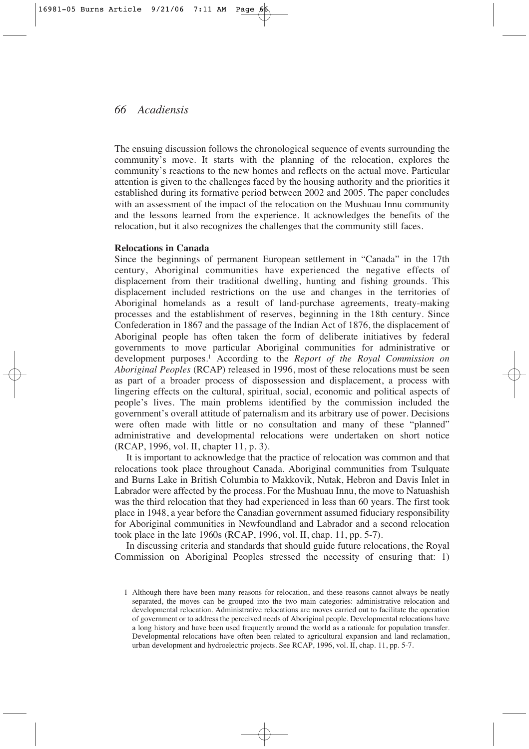The ensuing discussion follows the chronological sequence of events surrounding the community's move. It starts with the planning of the relocation, explores the community's reactions to the new homes and reflects on the actual move. Particular attention is given to the challenges faced by the housing authority and the priorities it established during its formative period between 2002 and 2005. The paper concludes with an assessment of the impact of the relocation on the Mushuau Innu community and the lessons learned from the experience. It acknowledges the benefits of the relocation, but it also recognizes the challenges that the community still faces.

**Relocations in Canada**

Since the beginnings of permanent European settlement in "Canada" in the 17th century, Aboriginal communities have experienced the negative effects of displacement from their traditional dwelling, hunting and fishing grounds. This displacement included restrictions on the use and changes in the territories of Aboriginal homelands as a result of land-purchase agreements, treaty-making processes and the establishment of reserves, beginning in the 18th century. Since Confederation in 1867 and the passage of the Indian Act of 1876, the displacement of Aboriginal people has often taken the form of deliberate initiatives by federal governments to move particular Aboriginal communities for administrative or development purposes.[1] According to the *Report of the Royal Commission on Aboriginal Peoples* (RCAP) released in 1996, most of these relocations must be seen as part of a broader process of dispossession and displacement, a process with lingering effects on the cultural, spiritual, social, economic and political aspects of people's lives. The main problems identified by the commission included the government's overall attitude of paternalism and its arbitrary use of power. Decisions were often made with little or no consultation and many of these "planned" administrative and developmental relocations were undertaken on short notice (RCAP, 1996, vol. II, chapter 11, p. 3).

It is important to acknowledge that the practice of relocation was common and that relocations took place throughout Canada. Aboriginal communities from Tsulquate and Burns Lake in British Columbia to Makkovik, Nutak, Hebron and Davis Inlet in Labrador were affected by the process. For the Mushuau Innu, the move to Natuashish was the third relocation that they had experienced in less than 60 years. The first took place in 1948, a year before the Canadian government assumed fiduciary responsibility for Aboriginal communities in Newfoundland and Labrador and a second relocation took place in the late 1960s (RCAP, 1996, vol. II, chap. 11, pp. 5-7).

In discussing criteria and standards that should guide future relocations, the Royal Commission on Aboriginal Peoples stressed the necessity of ensuring that: 1)

1 Although there have been many reasons for relocation, and these reasons cannot always be neatly separated, the moves can be grouped into the two main categories: administrative relocation and developmental relocation. Administrative relocations are moves carried out to facilitate the operation of government or to address the perceived needs of Aboriginal people. Developmental relocations have a long history and have been used frequently around the world as a rationale for population transfer. Developmental relocations have often been related to agricultural expansion and land reclamation, urban development and hydroelectric projects. See RCAP, 1996, vol. II, chap. 11, pp. 5-7.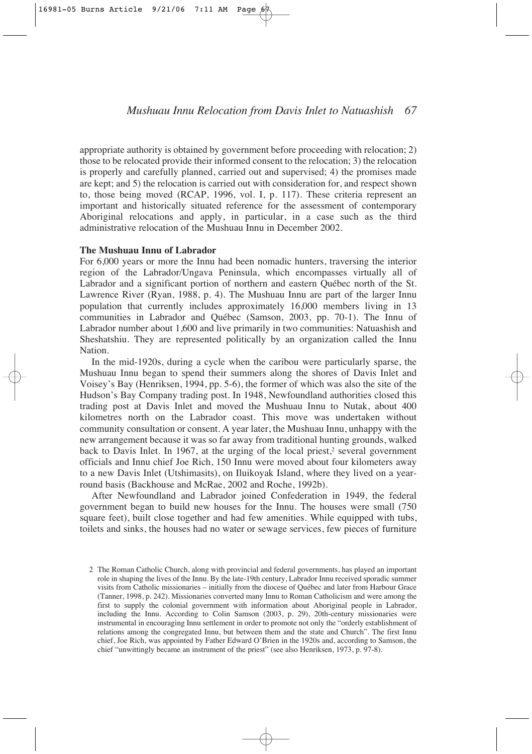appropriate authority is obtained by government before proceeding with relocation; 2) those to be relocated provide their informed consent to the relocation; 3) the relocation is properly and carefully planned, carried out and supervised; 4) the promises made are kept; and 5) the relocation is carried out with consideration for, and respect shown to, those being moved (RCAP, 1996, vol. I, p. 117). These criteria represent an important and historically situated reference for the assessment of contemporary Aboriginal relocations and apply, in particular, in a case such as the third administrative relocation of the Mushuau Innu in December 2002.

**The Mushuau Innu of Labrador**

For 6,000 years or more the Innu had been nomadic hunters, traversing the interior region of the Labrador/Ungava Peninsula, which encompasses virtually all of Labrador and a significant portion of northern and eastern Québec north of the St. Lawrence River (Ryan, 1988, p. 4). The Mushuau Innu are part of the larger Innu population that currently includes approximately 16,000 members living in 13 communities in Labrador and Québec (Samson, 2003, pp. 70-1). The Innu of Labrador number about 1,600 and live primarily in two communities: Natuashish and Sheshatshiu. They are represented politically by an organization called the Innu Nation.

In the mid-1920s, during a cycle when the caribou were particularly sparse, the Mushuau Innu began to spend their summers along the shores of Davis Inlet and Voisey's Bay (Henriksen, 1994, pp. 5-6), the former of which was also the site of the Hudson's Bay Company trading post. In 1948, Newfoundland authorities closed this trading post at Davis Inlet and moved the Mushuau Innu to Nutak, about 400 kilometres north on the Labrador coast. This move was undertaken without community consultation or consent. A year later, the Mushuau Innu, unhappy with the new arrangement because it was so far away from traditional hunting grounds, walked back to Davis Inlet. In 1967, at the urging of the local priest,[2] several government officials and Innu chief Joe Rich, 150 Innu were moved about four kilometers away to a new Davis Inlet (Utshimasits), on Iluikoyak Island, where they lived on a year-round basis (Backhouse and McRae, 2002 and Roche, 1992b).

After Newfoundland and Labrador joined Confederation in 1949, the federal government began to build new houses for the Innu. The houses were small (750 square feet), built close together and had few amenities. While equipped with tubs, toilets and sinks, the houses had no water or sewage services, few pieces of furniture

2 The Roman Catholic Church, along with provincial and federal governments, has played an important role in shaping the lives of the Innu. By the late-19th century, Labrador Innu received sporadic summer visits from Catholic missionaries – initially from the diocese of Québec and later from Harbour Grace (Tanner, 1998, p. 242). Missionaries converted many Innu to Roman Catholicism and were among the first to supply the colonial government with information about Aboriginal people in Labrador, including the Innu. According to Colin Samson (2003, p. 29), 20th-century missionaries were instrumental in encouraging Innu settlement in order to promote not only the "orderly establishment of relations among the congregated Innu, but between them and the state and Church". The first Innu chief, Joe Rich, was appointed by Father Edward O'Brien in the 1920s and, according to Samson, the chief "unwittingly became an instrument of the priest" (see also Henriksen, 1973, p. 97-8).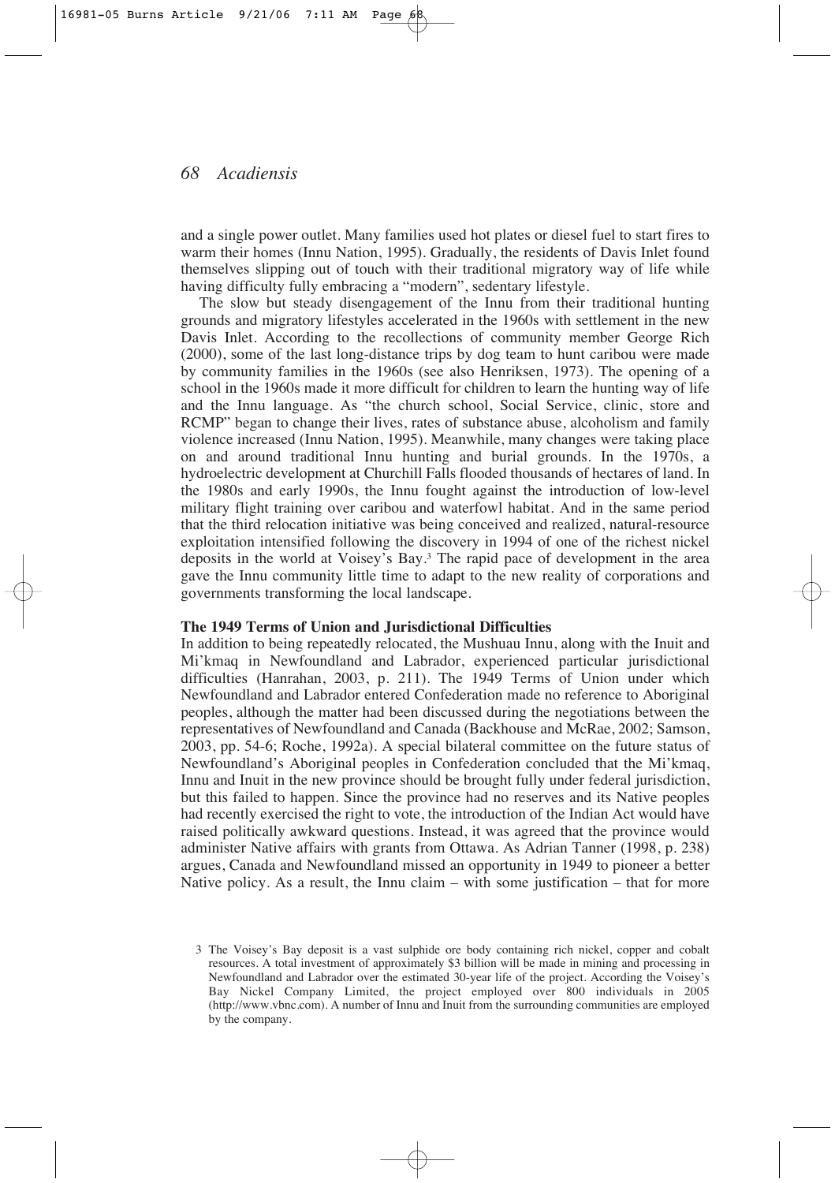and a single power outlet. Many families used hot plates or diesel fuel to start fires to warm their homes (Innu Nation, 1995). Gradually, the residents of Davis Inlet found themselves slipping out of touch with their traditional migratory way of life while having difficulty fully embracing a "modern", sedentary lifestyle.

The slow but steady disengagement of the Innu from their traditional hunting grounds and migratory lifestyles accelerated in the 1960s with settlement in the new Davis Inlet. According to the recollections of community member George Rich (2000), some of the last long-distance trips by dog team to hunt caribou were made by community families in the 1960s (see also Henriksen, 1973). The opening of a school in the 1960s made it more difficult for children to learn the hunting way of life and the Innu language. As "the church school, Social Service, clinic, store and RCMP" began to change their lives, rates of substance abuse, alcoholism and family violence increased (Innu Nation, 1995). Meanwhile, many changes were taking place on and around traditional Innu hunting and burial grounds. In the 1970s, a hydroelectric development at Churchill Falls flooded thousands of hectares of land. In the 1980s and early 1990s, the Innu fought against the introduction of low-level military flight training over caribou and waterfowl habitat. And in the same period that the third relocation initiative was being conceived and realized, natural-resource exploitation intensified following the discovery in 1994 of one of the richest nickel deposits in the world at Voisey's Bay.[3] The rapid pace of development in the area gave the Innu community little time to adapt to the new reality of corporations and governments transforming the local landscape.

**The 1949 Terms of Union and Jurisdictional Difficulties**

In addition to being repeatedly relocated, the Mushuau Innu, along with the Inuit and Mi'kmaq in Newfoundland and Labrador, experienced particular jurisdictional difficulties (Hanrahan, 2003, p. 211). The 1949 Terms of Union under which Newfoundland and Labrador entered Confederation made no reference to Aboriginal peoples, although the matter had been discussed during the negotiations between the representatives of Newfoundland and Canada (Backhouse and McRae, 2002; Samson, 2003, pp. 54-6; Roche, 1992a). A special bilateral committee on the future status of Newfoundland's Aboriginal peoples in Confederation concluded that the Mi'kmaq, Innu and Inuit in the new province should be brought fully under federal jurisdiction, but this failed to happen. Since the province had no reserves and its Native peoples had recently exercised the right to vote, the introduction of the Indian Act would have raised politically awkward questions. Instead, it was agreed that the province would administer Native affairs with grants from Ottawa. As Adrian Tanner (1998, p. 238) argues, Canada and Newfoundland missed an opportunity in 1949 to pioneer a better Native policy. As a result, the Innu claim – with some justification – that for more

3 The Voisey's Bay deposit is a vast sulphide ore body containing rich nickel, copper and cobalt resources. A total investment of approximately $3 billion will be made in mining and processing in Newfoundland and Labrador over the estimated 30-year life of the project. According the Voisey's Bay Nickel Company Limited, the project employed over 800 individuals in 2005 (http://www.vbnc.com). A number of Innu and Inuit from the surrounding communities are employed by the company.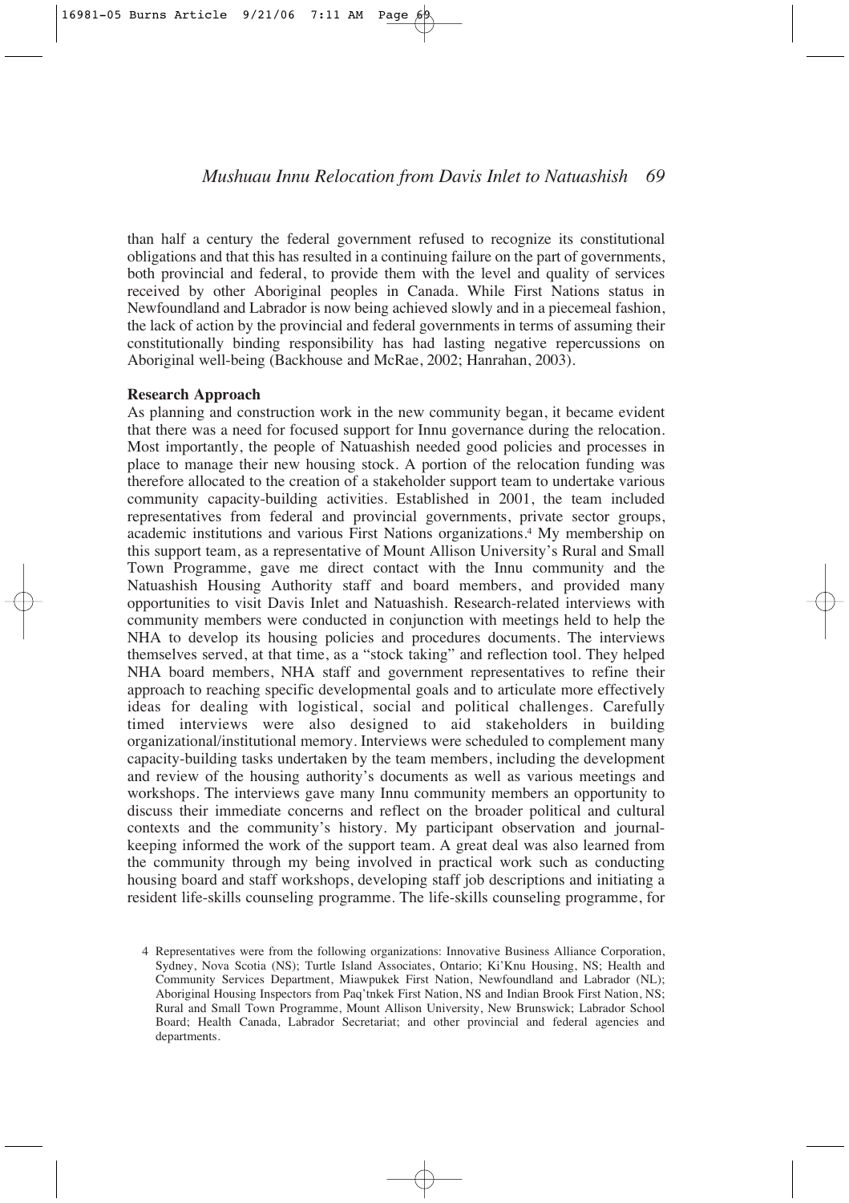than half a century the federal government refused to recognize its constitutional obligations and that this has resulted in a continuing failure on the part of governments, both provincial and federal, to provide them with the level and quality of services received by other Aboriginal peoples in Canada. While First Nations status in Newfoundland and Labrador is now being achieved slowly and in a piecemeal fashion, the lack of action by the provincial and federal governments in terms of assuming their constitutionally binding responsibility has had lasting negative repercussions on Aboriginal well-being (Backhouse and McRae, 2002; Hanrahan, 2003).

**Research Approach**

As planning and construction work in the new community began, it became evident that there was a need for focused support for Innu governance during the relocation. Most importantly, the people of Natuashish needed good policies and processes in place to manage their new housing stock. A portion of the relocation funding was therefore allocated to the creation of a stakeholder support team to undertake various community capacity-building activities. Established in 2001, the team included representatives from federal and provincial governments, private sector groups, academic institutions and various First Nations organizations.[4] My membership on this support team, as a representative of Mount Allison University's Rural and Small Town Programme, gave me direct contact with the Innu community and the Natuashish Housing Authority staff and board members, and provided many opportunities to visit Davis Inlet and Natuashish. Research-related interviews with community members were conducted in conjunction with meetings held to help the NHA to develop its housing policies and procedures documents. The interviews themselves served, at that time, as a "stock taking" and reflection tool. They helped NHA board members, NHA staff and government representatives to refine their approach to reaching specific developmental goals and to articulate more effectively ideas for dealing with logistical, social and political challenges. Carefully timed interviews were also designed to aid stakeholders in building organizational/institutional memory. Interviews were scheduled to complement many capacity-building tasks undertaken by the team members, including the development and review of the housing authority's documents as well as various meetings and workshops. The interviews gave many Innu community members an opportunity to discuss their immediate concerns and reflect on the broader political and cultural contexts and the community's history. My participant observation and journal-keeping informed the work of the support team. A great deal was also learned from the community through my being involved in practical work such as conducting housing board and staff workshops, developing staff job descriptions and initiating a resident life-skills counseling programme. The life-skills counseling programme, for

4 Representatives were from the following organizations: Innovative Business Alliance Corporation, Sydney, Nova Scotia (NS); Turtle Island Associates, Ontario; Ki'Knu Housing, NS; Health and Community Services Department, Miawpukek First Nation, Newfoundland and Labrador (NL); Aboriginal Housing Inspectors from Paq'tnkek First Nation, NS and Indian Brook First Nation, NS; Rural and Small Town Programme, Mount Allison University, New Brunswick; Labrador School Board; Health Canada, Labrador Secretariat; and other provincial and federal agencies and departments.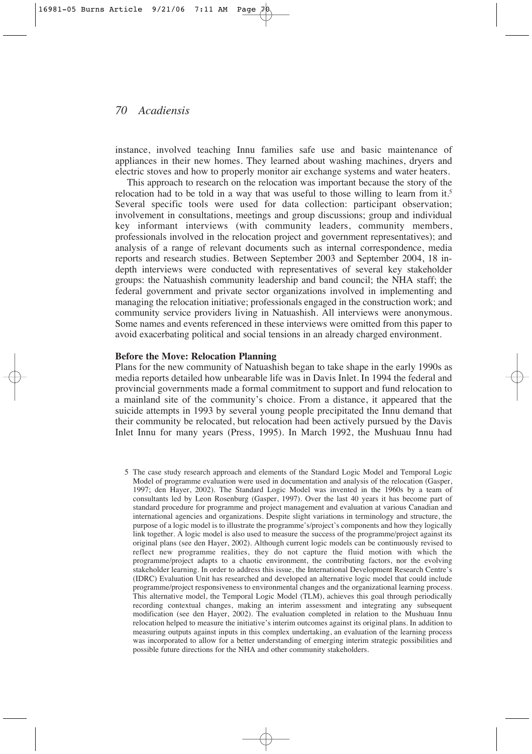instance, involved teaching Innu families safe use and basic maintenance of appliances in their new homes. They learned about washing machines, dryers and electric stoves and how to properly monitor air exchange systems and water heaters.

This approach to research on the relocation was important because the story of the relocation had to be told in a way that was useful to those willing to learn from it.[5] Several specific tools were used for data collection: participant observation; involvement in consultations, meetings and group discussions; group and individual key informant interviews (with community leaders, community members, professionals involved in the relocation project and government representatives); and analysis of a range of relevant documents such as internal correspondence, media reports and research studies. Between September 2003 and September 2004, 18 in-depth interviews were conducted with representatives of several key stakeholder groups: the Natuashish community leadership and band council; the NHA staff; the federal government and private sector organizations involved in implementing and managing the relocation initiative; professionals engaged in the construction work; and community service providers living in Natuashish. All interviews were anonymous. Some names and events referenced in these interviews were omitted from this paper to avoid exacerbating political and social tensions in an already charged environment.

**Before the Move: Relocation Planning**

Plans for the new community of Natuashish began to take shape in the early 1990s as media reports detailed how unbearable life was in Davis Inlet. In 1994 the federal and provincial governments made a formal commitment to support and fund relocation to a mainland site of the community's choice. From a distance, it appeared that the suicide attempts in 1993 by several young people precipitated the Innu demand that their community be relocated, but relocation had been actively pursued by the Davis Inlet Innu for many years (Press, 1995). In March 1992, the Mushuau Innu had

5 The case study research approach and elements of the Standard Logic Model and Temporal Logic Model of programme evaluation were used in documentation and analysis of the relocation (Gasper, 1997; den Hayer, 2002). The Standard Logic Model was invented in the 1960s by a team of consultants led by Leon Rosenburg (Gasper, 1997). Over the last 40 years it has become part of standard procedure for programme and project management and evaluation at various Canadian and international agencies and organizations. Despite slight variations in terminology and structure, the purpose of a logic model is to illustrate the programme's/project's components and how they logically link together. A logic model is also used to measure the success of the programme/project against its original plans (see den Hayer, 2002). Although current logic models can be continuously revised to reflect new programme realities, they do not capture the fluid motion with which the programme/project adapts to a chaotic environment, the contributing factors, nor the evolving stakeholder learning. In order to address this issue, the International Development Research Centre's (IDRC) Evaluation Unit has researched and developed an alternative logic model that could include programme/project responsiveness to environmental changes and the organizational learning process. This alternative model, the Temporal Logic Model (TLM), achieves this goal through periodically recording contextual changes, making an interim assessment and integrating any subsequent modification (see den Hayer, 2002). The evaluation completed in relation to the Mushuau Innu relocation helped to measure the initiative's interim outcomes against its original plans. In addition to measuring outputs against inputs in this complex undertaking, an evaluation of the learning process was incorporated to allow for a better understanding of emerging interim strategic possibilities and possible future directions for the NHA and other community stakeholders.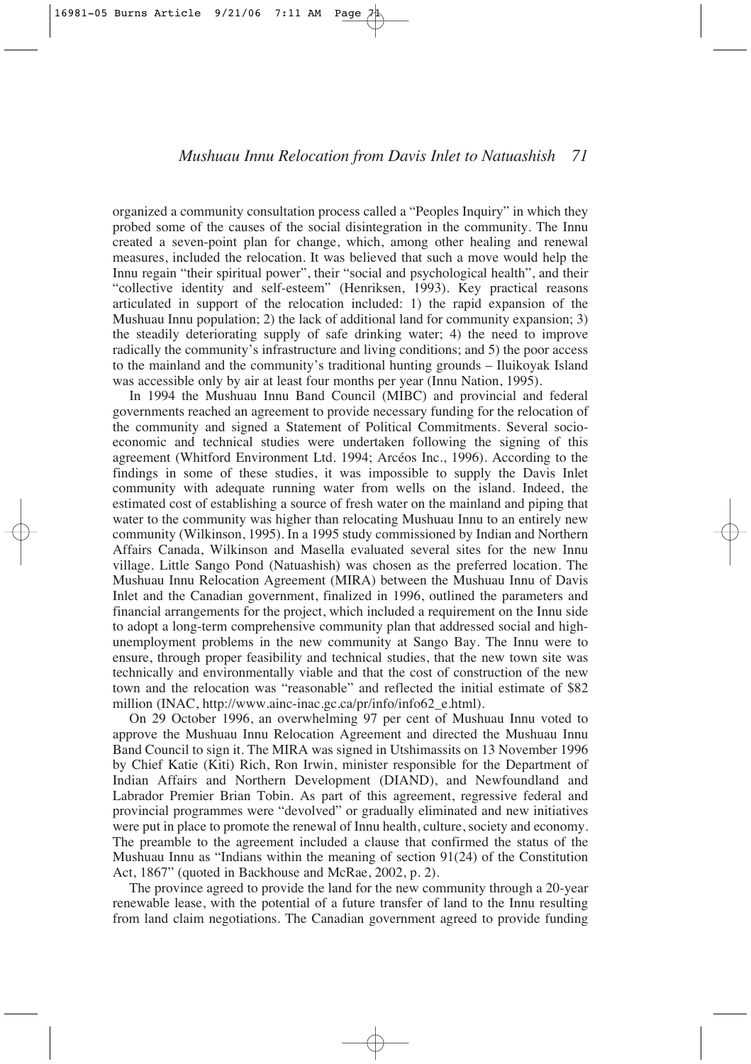organized a community consultation process called a "Peoples Inquiry" in which they probed some of the causes of the social disintegration in the community. The Innu created a seven-point plan for change, which, among other healing and renewal measures, included the relocation. It was believed that such a move would help the Innu regain "their spiritual power", their "social and psychological health", and their "collective identity and self-esteem" (Henriksen, 1993). Key practical reasons articulated in support of the relocation included: 1) the rapid expansion of the Mushuau Innu population; 2) the lack of additional land for community expansion; 3) the steadily deteriorating supply of safe drinking water; 4) the need to improve radically the community's infrastructure and living conditions; and 5) the poor access to the mainland and the community's traditional hunting grounds – Iluikoyak Island was accessible only by air at least four months per year (Innu Nation, 1995).

In 1994 the Mushuau Innu Band Council (MIBC) and provincial and federal governments reached an agreement to provide necessary funding for the relocation of the community and signed a Statement of Political Commitments. Several socio-economic and technical studies were undertaken following the signing of this agreement (Whitford Environment Ltd. 1994; Arcéos Inc., 1996). According to the findings in some of these studies, it was impossible to supply the Davis Inlet community with adequate running water from wells on the island. Indeed, the estimated cost of establishing a source of fresh water on the mainland and piping that water to the community was higher than relocating Mushuau Innu to an entirely new community (Wilkinson, 1995). In a 1995 study commissioned by Indian and Northern Affairs Canada, Wilkinson and Masella evaluated several sites for the new Innu village. Little Sango Pond (Natuashish) was chosen as the preferred location. The Mushuau Innu Relocation Agreement (MIRA) between the Mushuau Innu of Davis Inlet and the Canadian government, finalized in 1996, outlined the parameters and financial arrangements for the project, which included a requirement on the Innu side to adopt a long-term comprehensive community plan that addressed social and high-unemployment problems in the new community at Sango Bay. The Innu were to ensure, through proper feasibility and technical studies, that the new town site was technically and environmentally viable and that the cost of construction of the new town and the relocation was "reasonable" and reflected the initial estimate of $82 million (INAC, http://www.ainc-inac.gc.ca/pr/info/info62_e.html).

On 29 October 1996, an overwhelming 97 per cent of Mushuau Innu voted to approve the Mushuau Innu Relocation Agreement and directed the Mushuau Innu Band Council to sign it. The MIRA was signed in Utshimassits on 13 November 1996 by Chief Katie (Kiti) Rich, Ron Irwin, minister responsible for the Department of Indian Affairs and Northern Development (DIAND), and Newfoundland and Labrador Premier Brian Tobin. As part of this agreement, regressive federal and provincial programmes were "devolved" or gradually eliminated and new initiatives were put in place to promote the renewal of Innu health, culture, society and economy. The preamble to the agreement included a clause that confirmed the status of the Mushuau Innu as "Indians within the meaning of section 91(24) of the Constitution Act, 1867" (quoted in Backhouse and McRae, 2002, p. 2).

The province agreed to provide the land for the new community through a 20-year renewable lease, with the potential of a future transfer of land to the Innu resulting from land claim negotiations. The Canadian government agreed to provide funding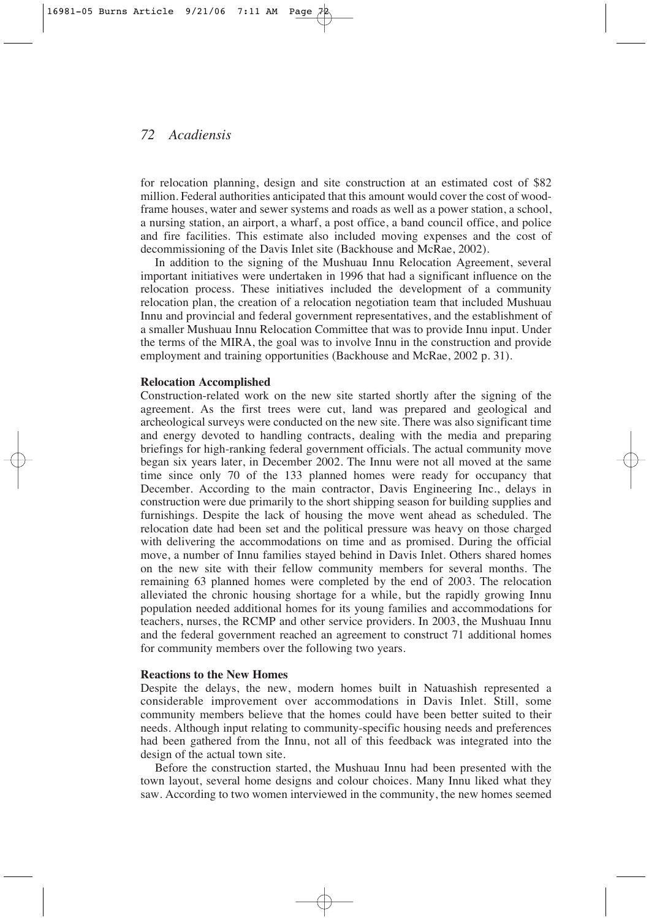for relocation planning, design and site construction at an estimated cost of $82 million. Federal authorities anticipated that this amount would cover the cost of wood-frame houses, water and sewer systems and roads as well as a power station, a school, a nursing station, an airport, a wharf, a post office, a band council office, and police and fire facilities. This estimate also included moving expenses and the cost of decommissioning of the Davis Inlet site (Backhouse and McRae, 2002).

In addition to the signing of the Mushuau Innu Relocation Agreement, several important initiatives were undertaken in 1996 that had a significant influence on the relocation process. These initiatives included the development of a community relocation plan, the creation of a relocation negotiation team that included Mushuau Innu and provincial and federal government representatives, and the establishment of a smaller Mushuau Innu Relocation Committee that was to provide Innu input. Under the terms of the MIRA, the goal was to involve Innu in the construction and provide employment and training opportunities (Backhouse and McRae, 2002 p. 31).

**Relocation Accomplished**

Construction-related work on the new site started shortly after the signing of the agreement. As the first trees were cut, land was prepared and geological and archeological surveys were conducted on the new site. There was also significant time and energy devoted to handling contracts, dealing with the media and preparing briefings for high-ranking federal government officials. The actual community move began six years later, in December 2002. The Innu were not all moved at the same time since only 70 of the 133 planned homes were ready for occupancy that December. According to the main contractor, Davis Engineering Inc., delays in construction were due primarily to the short shipping season for building supplies and furnishings. Despite the lack of housing the move went ahead as scheduled. The relocation date had been set and the political pressure was heavy on those charged with delivering the accommodations on time and as promised. During the official move, a number of Innu families stayed behind in Davis Inlet. Others shared homes on the new site with their fellow community members for several months. The remaining 63 planned homes were completed by the end of 2003. The relocation alleviated the chronic housing shortage for a while, but the rapidly growing Innu population needed additional homes for its young families and accommodations for teachers, nurses, the RCMP and other service providers. In 2003, the Mushuau Innu and the federal government reached an agreement to construct 71 additional homes for community members over the following two years.

**Reactions to the New Homes**

Despite the delays, the new, modern homes built in Natuashish represented a considerable improvement over accommodations in Davis Inlet. Still, some community members believe that the homes could have been better suited to their needs. Although input relating to community-specific housing needs and preferences had been gathered from the Innu, not all of this feedback was integrated into the design of the actual town site.

Before the construction started, the Mushuau Innu had been presented with the town layout, several home designs and colour choices. Many Innu liked what they saw. According to two women interviewed in the community, the new homes seemed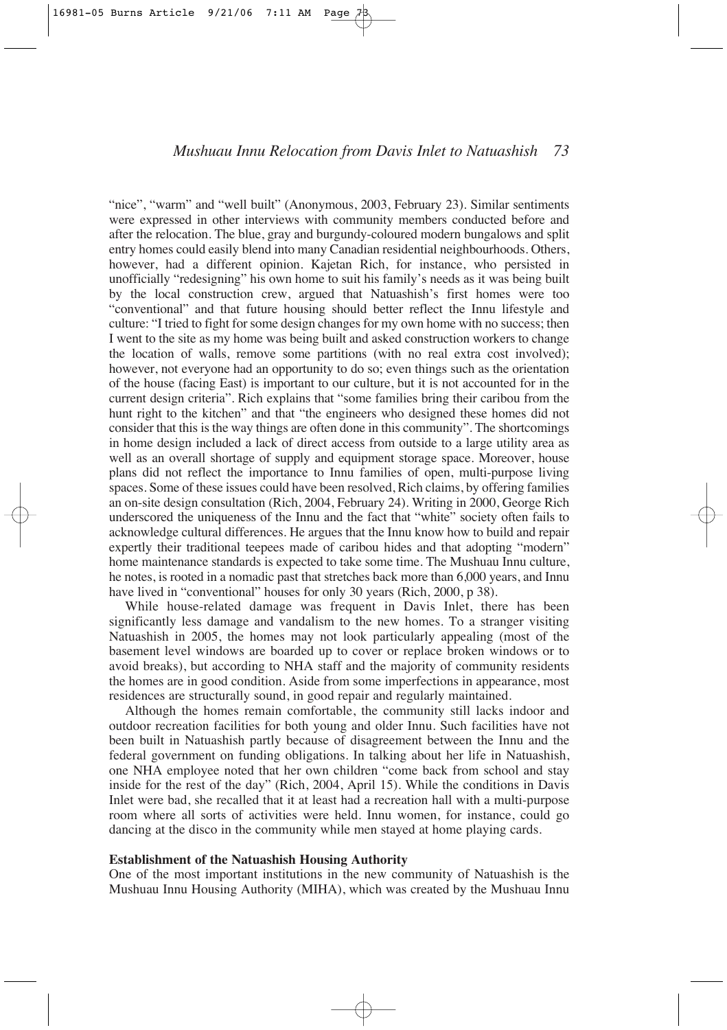"nice", "warm" and "well built" (Anonymous, 2003, February 23). Similar sentiments were expressed in other interviews with community members conducted before and after the relocation. The blue, gray and burgundy-coloured modern bungalows and split entry homes could easily blend into many Canadian residential neighbourhoods. Others, however, had a different opinion. Kajetan Rich, for instance, who persisted in unofficially "redesigning" his own home to suit his family's needs as it was being built by the local construction crew, argued that Natuashish's first homes were too "conventional" and that future housing should better reflect the Innu lifestyle and culture: "I tried to fight for some design changes for my own home with no success; then I went to the site as my home was being built and asked construction workers to change the location of walls, remove some partitions (with no real extra cost involved); however, not everyone had an opportunity to do so; even things such as the orientation of the house (facing East) is important to our culture, but it is not accounted for in the current design criteria". Rich explains that "some families bring their caribou from the hunt right to the kitchen" and that "the engineers who designed these homes did not consider that this is the way things are often done in this community". The shortcomings in home design included a lack of direct access from outside to a large utility area as well as an overall shortage of supply and equipment storage space. Moreover, house plans did not reflect the importance to Innu families of open, multi-purpose living spaces. Some of these issues could have been resolved, Rich claims, by offering families an on-site design consultation (Rich, 2004, February 24). Writing in 2000, George Rich underscored the uniqueness of the Innu and the fact that "white" society often fails to acknowledge cultural differences. He argues that the Innu know how to build and repair expertly their traditional teepees made of caribou hides and that adopting "modern" home maintenance standards is expected to take some time. The Mushuau Innu culture, he notes, is rooted in a nomadic past that stretches back more than 6,000 years, and Innu have lived in "conventional" houses for only 30 years (Rich, 2000, p 38).

While house-related damage was frequent in Davis Inlet, there has been significantly less damage and vandalism to the new homes. To a stranger visiting Natuashish in 2005, the homes may not look particularly appealing (most of the basement level windows are boarded up to cover or replace broken windows or to avoid breaks), but according to NHA staff and the majority of community residents the homes are in good condition. Aside from some imperfections in appearance, most residences are structurally sound, in good repair and regularly maintained.

Although the homes remain comfortable, the community still lacks indoor and outdoor recreation facilities for both young and older Innu. Such facilities have not been built in Natuashish partly because of disagreement between the Innu and the federal government on funding obligations. In talking about her life in Natuashish, one NHA employee noted that her own children "come back from school and stay inside for the rest of the day" (Rich, 2004, April 15). While the conditions in Davis Inlet were bad, she recalled that it at least had a recreation hall with a multi-purpose room where all sorts of activities were held. Innu women, for instance, could go dancing at the disco in the community while men stayed at home playing cards.

**Establishment of the Natuashish Housing Authority**

One of the most important institutions in the new community of Natuashish is the Mushuau Innu Housing Authority (MIHA), which was created by the Mushuau Innu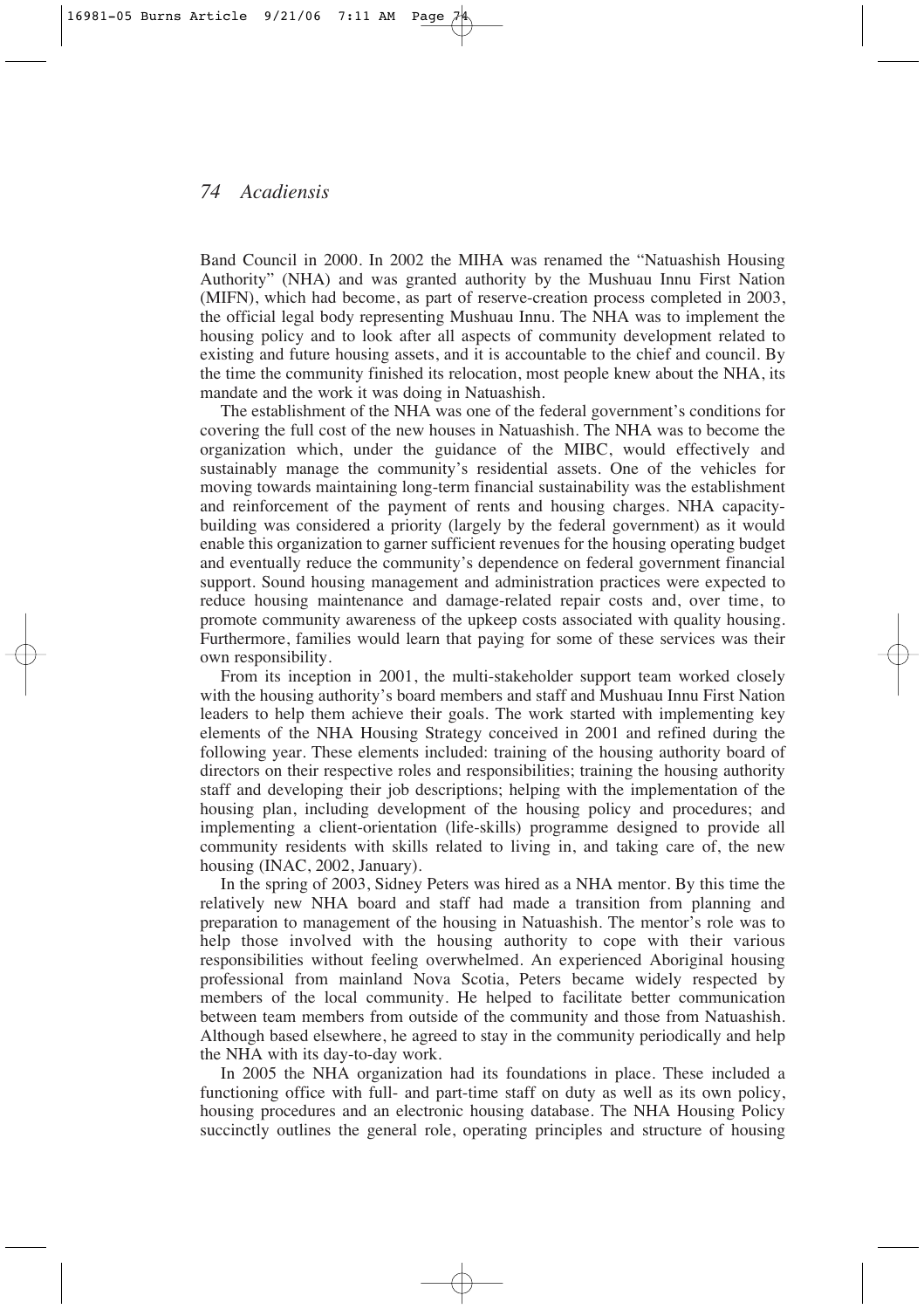Band Council in 2000. In 2002 the MIHA was renamed the "Natuashish Housing Authority" (NHA) and was granted authority by the Mushuau Innu First Nation (MIFN), which had become, as part of reserve-creation process completed in 2003, the official legal body representing Mushuau Innu. The NHA was to implement the housing policy and to look after all aspects of community development related to existing and future housing assets, and it is accountable to the chief and council. By the time the community finished its relocation, most people knew about the NHA, its mandate and the work it was doing in Natuashish.

The establishment of the NHA was one of the federal government's conditions for covering the full cost of the new houses in Natuashish. The NHA was to become the organization which, under the guidance of the MIBC, would effectively and sustainably manage the community's residential assets. One of the vehicles for moving towards maintaining long-term financial sustainability was the establishment and reinforcement of the payment of rents and housing charges. NHA capacity-building was considered a priority (largely by the federal government) as it would enable this organization to garner sufficient revenues for the housing operating budget and eventually reduce the community's dependence on federal government financial support. Sound housing management and administration practices were expected to reduce housing maintenance and damage-related repair costs and, over time, to promote community awareness of the upkeep costs associated with quality housing. Furthermore, families would learn that paying for some of these services was their own responsibility.

From its inception in 2001, the multi-stakeholder support team worked closely with the housing authority's board members and staff and Mushuau Innu First Nation leaders to help them achieve their goals. The work started with implementing key elements of the NHA Housing Strategy conceived in 2001 and refined during the following year. These elements included: training of the housing authority board of directors on their respective roles and responsibilities; training the housing authority staff and developing their job descriptions; helping with the implementation of the housing plan, including development of the housing policy and procedures; and implementing a client-orientation (life-skills) programme designed to provide all community residents with skills related to living in, and taking care of, the new housing (INAC, 2002, January).

In the spring of 2003, Sidney Peters was hired as a NHA mentor. By this time the relatively new NHA board and staff had made a transition from planning and preparation to management of the housing in Natuashish. The mentor's role was to help those involved with the housing authority to cope with their various responsibilities without feeling overwhelmed. An experienced Aboriginal housing professional from mainland Nova Scotia, Peters became widely respected by members of the local community. He helped to facilitate better communication between team members from outside of the community and those from Natuashish. Although based elsewhere, he agreed to stay in the community periodically and help the NHA with its day-to-day work.

In 2005 the NHA organization had its foundations in place. These included a functioning office with full- and part-time staff on duty as well as its own policy, housing procedures and an electronic housing database. The NHA Housing Policy succinctly outlines the general role, operating principles and structure of housing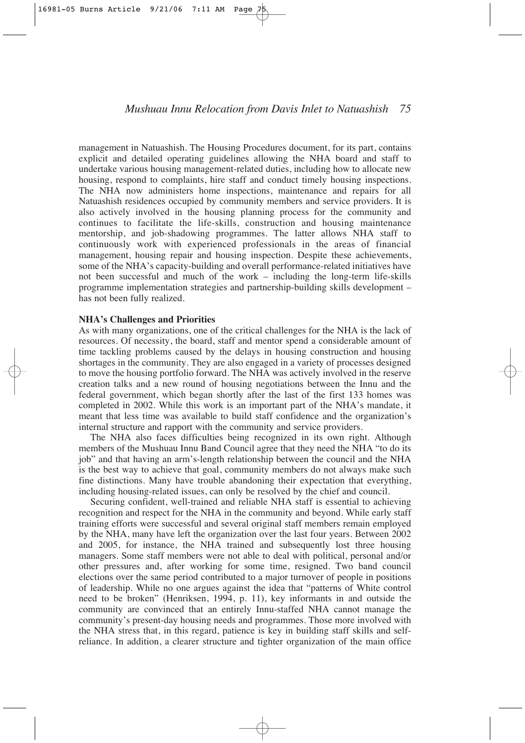management in Natuashish. The Housing Procedures document, for its part, contains explicit and detailed operating guidelines allowing the NHA board and staff to undertake various housing management-related duties, including how to allocate new housing, respond to complaints, hire staff and conduct timely housing inspections. The NHA now administers home inspections, maintenance and repairs for all Natuashish residences occupied by community members and service providers. It is also actively involved in the housing planning process for the community and continues to facilitate the life-skills, construction and housing maintenance mentorship, and job-shadowing programmes. The latter allows NHA staff to continuously work with experienced professionals in the areas of financial management, housing repair and housing inspection. Despite these achievements, some of the NHA's capacity-building and overall performance-related initiatives have not been successful and much of the work – including the long-term life-skills programme implementation strategies and partnership-building skills development – has not been fully realized.

**NHA's Challenges and Priorities**

As with many organizations, one of the critical challenges for the NHA is the lack of resources. Of necessity, the board, staff and mentor spend a considerable amount of time tackling problems caused by the delays in housing construction and housing shortages in the community. They are also engaged in a variety of processes designed to move the housing portfolio forward. The NHA was actively involved in the reserve creation talks and a new round of housing negotiations between the Innu and the federal government, which began shortly after the last of the first 133 homes was completed in 2002. While this work is an important part of the NHA's mandate, it meant that less time was available to build staff confidence and the organization's internal structure and rapport with the community and service providers.

The NHA also faces difficulties being recognized in its own right. Although members of the Mushuau Innu Band Council agree that they need the NHA "to do its job" and that having an arm's-length relationship between the council and the NHA is the best way to achieve that goal, community members do not always make such fine distinctions. Many have trouble abandoning their expectation that everything, including housing-related issues, can only be resolved by the chief and council.

Securing confident, well-trained and reliable NHA staff is essential to achieving recognition and respect for the NHA in the community and beyond. While early staff training efforts were successful and several original staff members remain employed by the NHA, many have left the organization over the last four years. Between 2002 and 2005, for instance, the NHA trained and subsequently lost three housing managers. Some staff members were not able to deal with political, personal and/or other pressures and, after working for some time, resigned. Two band council elections over the same period contributed to a major turnover of people in positions of leadership. While no one argues against the idea that "patterns of White control need to be broken" (Henriksen, 1994, p. 11), key informants in and outside the community are convinced that an entirely Innu-staffed NHA cannot manage the community's present-day housing needs and programmes. Those more involved with the NHA stress that, in this regard, patience is key in building staff skills and self-reliance. In addition, a clearer structure and tighter organization of the main office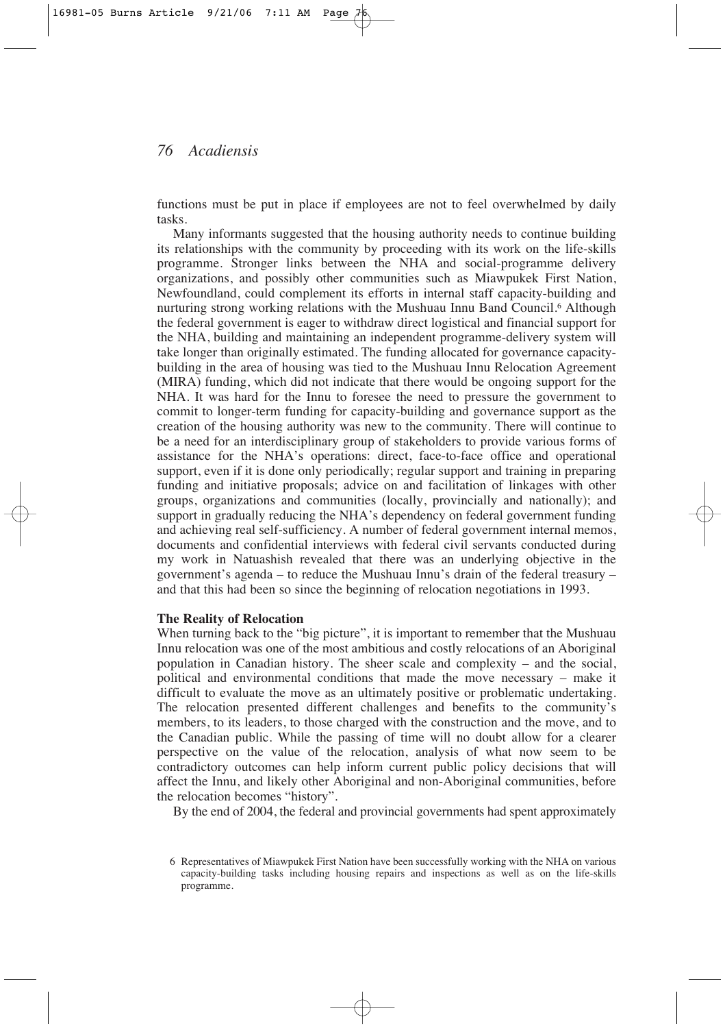functions must be put in place if employees are not to feel overwhelmed by daily tasks.

Many informants suggested that the housing authority needs to continue building its relationships with the community by proceeding with its work on the life-skills programme. Stronger links between the NHA and social-programme delivery organizations, and possibly other communities such as Miawpukek First Nation, Newfoundland, could complement its efforts in internal staff capacity-building and nurturing strong working relations with the Mushuau Innu Band Council.[6] Although the federal government is eager to withdraw direct logistical and financial support for the NHA, building and maintaining an independent programme-delivery system will take longer than originally estimated. The funding allocated for governance capacity-building in the area of housing was tied to the Mushuau Innu Relocation Agreement (MIRA) funding, which did not indicate that there would be ongoing support for the NHA. It was hard for the Innu to foresee the need to pressure the government to commit to longer-term funding for capacity-building and governance support as the creation of the housing authority was new to the community. There will continue to be a need for an interdisciplinary group of stakeholders to provide various forms of assistance for the NHA's operations: direct, face-to-face office and operational support, even if it is done only periodically; regular support and training in preparing funding and initiative proposals; advice on and facilitation of linkages with other groups, organizations and communities (locally, provincially and nationally); and support in gradually reducing the NHA's dependency on federal government funding and achieving real self-sufficiency. A number of federal government internal memos, documents and confidential interviews with federal civil servants conducted during my work in Natuashish revealed that there was an underlying objective in the government's agenda – to reduce the Mushuau Innu's drain of the federal treasury – and that this had been so since the beginning of relocation negotiations in 1993.

**The Reality of Relocation**

When turning back to the "big picture", it is important to remember that the Mushuau Innu relocation was one of the most ambitious and costly relocations of an Aboriginal population in Canadian history. The sheer scale and complexity – and the social, political and environmental conditions that made the move necessary – make it difficult to evaluate the move as an ultimately positive or problematic undertaking. The relocation presented different challenges and benefits to the community's members, to its leaders, to those charged with the construction and the move, and to the Canadian public. While the passing of time will no doubt allow for a clearer perspective on the value of the relocation, analysis of what now seem to be contradictory outcomes can help inform current public policy decisions that will affect the Innu, and likely other Aboriginal and non-Aboriginal communities, before the relocation becomes "history".

By the end of 2004, the federal and provincial governments had spent approximately

6 Representatives of Miawpukek First Nation have been successfully working with the NHA on various capacity-building tasks including housing repairs and inspections as well as on the life-skills programme.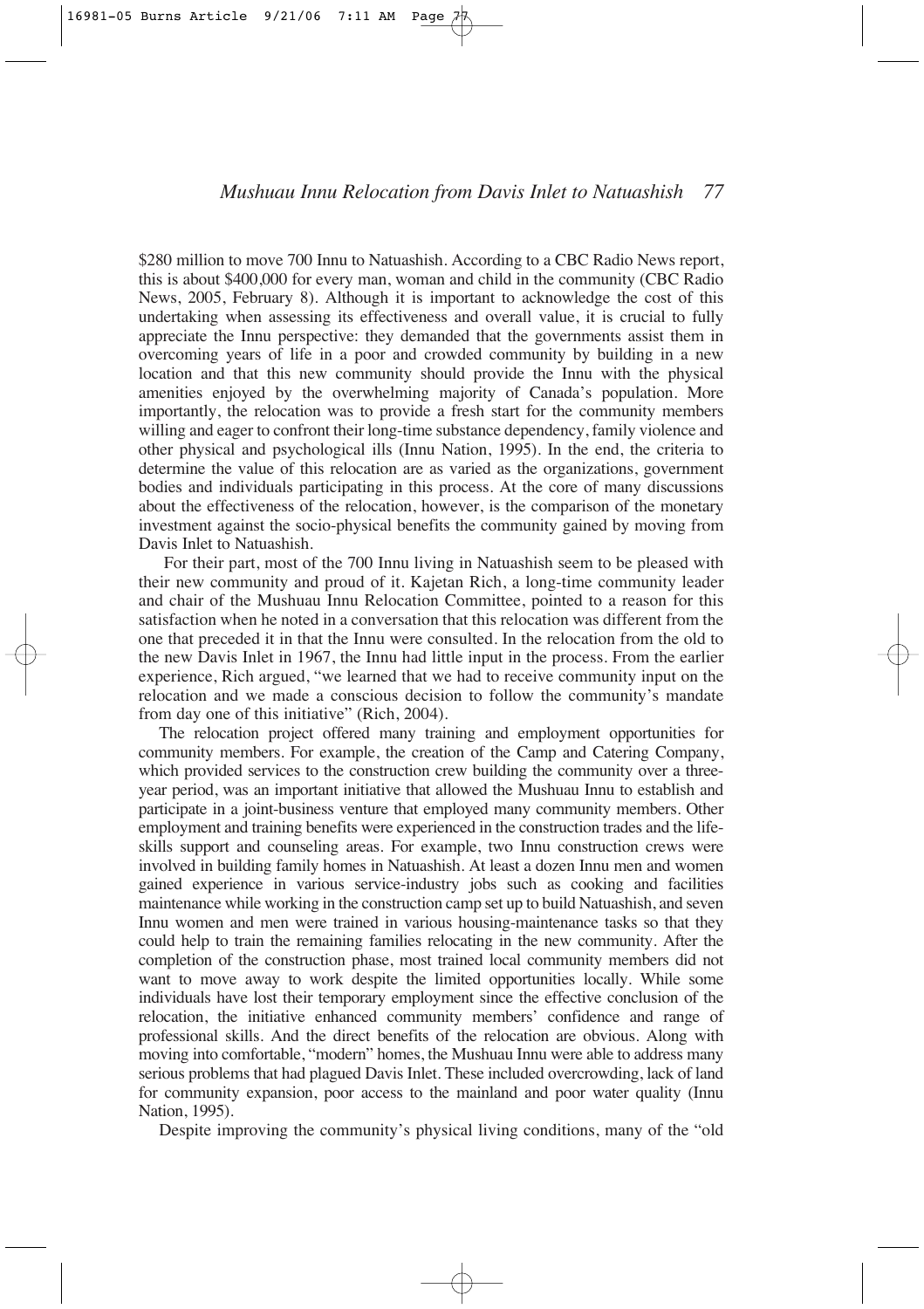$280 million to move 700 Innu to Natuashish. According to a CBC Radio News report, this is about $400,000 for every man, woman and child in the community (CBC Radio News, 2005, February 8). Although it is important to acknowledge the cost of this undertaking when assessing its effectiveness and overall value, it is crucial to fully appreciate the Innu perspective: they demanded that the governments assist them in overcoming years of life in a poor and crowded community by building in a new location and that this new community should provide the Innu with the physical amenities enjoyed by the overwhelming majority of Canada's population. More importantly, the relocation was to provide a fresh start for the community members willing and eager to confront their long-time substance dependency, family violence and other physical and psychological ills (Innu Nation, 1995). In the end, the criteria to determine the value of this relocation are as varied as the organizations, government bodies and individuals participating in this process. At the core of many discussions about the effectiveness of the relocation, however, is the comparison of the monetary investment against the socio-physical benefits the community gained by moving from Davis Inlet to Natuashish.

For their part, most of the 700 Innu living in Natuashish seem to be pleased with their new community and proud of it. Kajetan Rich, a long-time community leader and chair of the Mushuau Innu Relocation Committee, pointed to a reason for this satisfaction when he noted in a conversation that this relocation was different from the one that preceded it in that the Innu were consulted. In the relocation from the old to the new Davis Inlet in 1967, the Innu had little input in the process. From the earlier experience, Rich argued, "we learned that we had to receive community input on the relocation and we made a conscious decision to follow the community's mandate from day one of this initiative" (Rich, 2004).

The relocation project offered many training and employment opportunities for community members. For example, the creation of the Camp and Catering Company, which provided services to the construction crew building the community over a three-year period, was an important initiative that allowed the Mushuau Innu to establish and participate in a joint-business venture that employed many community members. Other employment and training benefits were experienced in the construction trades and the life-skills support and counseling areas. For example, two Innu construction crews were involved in building family homes in Natuashish. At least a dozen Innu men and women gained experience in various service-industry jobs such as cooking and facilities maintenance while working in the construction camp set up to build Natuashish, and seven Innu women and men were trained in various housing-maintenance tasks so that they could help to train the remaining families relocating in the new community. After the completion of the construction phase, most trained local community members did not want to move away to work despite the limited opportunities locally. While some individuals have lost their temporary employment since the effective conclusion of the relocation, the initiative enhanced community members' confidence and range of professional skills. And the direct benefits of the relocation are obvious. Along with moving into comfortable, "modern" homes, the Mushuau Innu were able to address many serious problems that had plagued Davis Inlet. These included overcrowding, lack of land for community expansion, poor access to the mainland and poor water quality (Innu Nation, 1995).

Despite improving the community's physical living conditions, many of the "old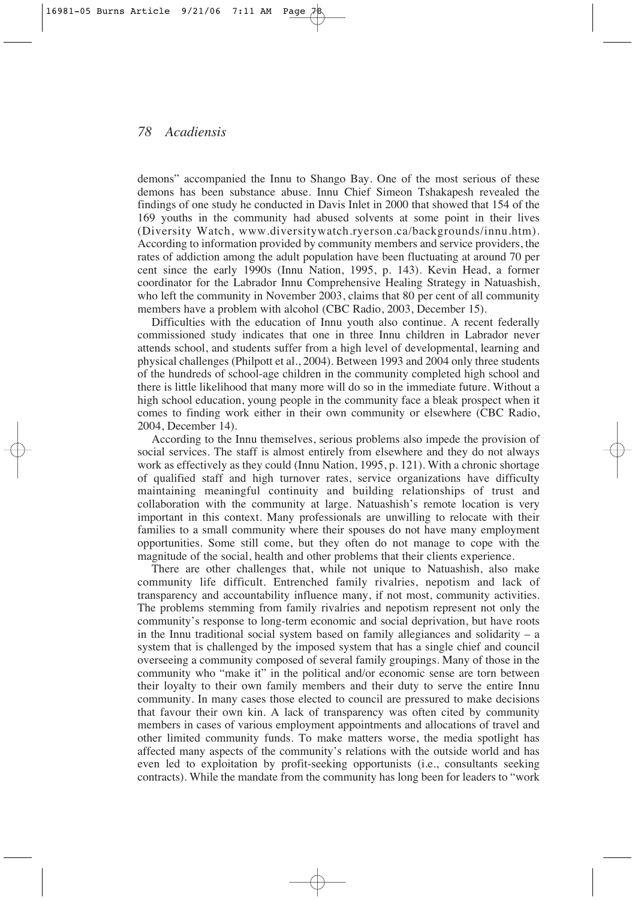demons" accompanied the Innu to Shango Bay. One of the most serious of these demons has been substance abuse. Innu Chief Simeon Tshakapesh revealed the findings of one study he conducted in Davis Inlet in 2000 that showed that 154 of the 169 youths in the community had abused solvents at some point in their lives (Diversity Watch, www.diversitywatch.ryerson.ca/backgrounds/innu.htm). According to information provided by community members and service providers, the rates of addiction among the adult population have been fluctuating at around 70 per cent since the early 1990s (Innu Nation, 1995, p. 143). Kevin Head, a former coordinator for the Labrador Innu Comprehensive Healing Strategy in Natuashish, who left the community in November 2003, claims that 80 per cent of all community members have a problem with alcohol (CBC Radio, 2003, December 15).

Difficulties with the education of Innu youth also continue. A recent federally commissioned study indicates that one in three Innu children in Labrador never attends school, and students suffer from a high level of developmental, learning and physical challenges (Philpott et al., 2004). Between 1993 and 2004 only three students of the hundreds of school-age children in the community completed high school and there is little likelihood that many more will do so in the immediate future. Without a high school education, young people in the community face a bleak prospect when it comes to finding work either in their own community or elsewhere (CBC Radio, 2004, December 14).

According to the Innu themselves, serious problems also impede the provision of social services. The staff is almost entirely from elsewhere and they do not always work as effectively as they could (Innu Nation, 1995, p. 121). With a chronic shortage of qualified staff and high turnover rates, service organizations have difficulty maintaining meaningful continuity and building relationships of trust and collaboration with the community at large. Natuashish's remote location is very important in this context. Many professionals are unwilling to relocate with their families to a small community where their spouses do not have many employment opportunities. Some still come, but they often do not manage to cope with the magnitude of the social, health and other problems that their clients experience.

There are other challenges that, while not unique to Natuashish, also make community life difficult. Entrenched family rivalries, nepotism and lack of transparency and accountability influence many, if not most, community activities. The problems stemming from family rivalries and nepotism represent not only the community's response to long-term economic and social deprivation, but have roots in the Innu traditional social system based on family allegiances and solidarity – a system that is challenged by the imposed system that has a single chief and council overseeing a community composed of several family groupings. Many of those in the community who "make it" in the political and/or economic sense are torn between their loyalty to their own family members and their duty to serve the entire Innu community. In many cases those elected to council are pressured to make decisions that favour their own kin. A lack of transparency was often cited by community members in cases of various employment appointments and allocations of travel and other limited community funds. To make matters worse, the media spotlight has affected many aspects of the community's relations with the outside world and has even led to exploitation by profit-seeking opportunists (i.e., consultants seeking contracts). While the mandate from the community has long been for leaders to "work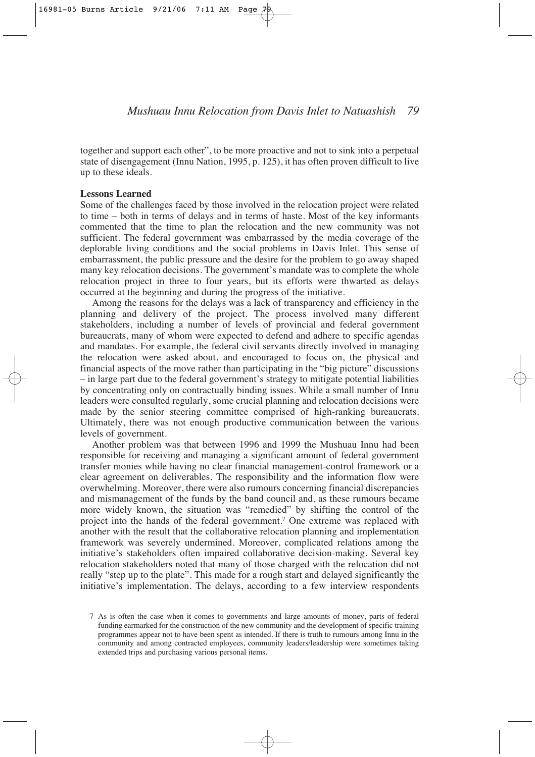together and support each other", to be more proactive and not to sink into a perpetual state of disengagement (Innu Nation, 1995, p. 125), it has often proven difficult to live up to these ideals.

**Lessons Learned**

Some of the challenges faced by those involved in the relocation project were related to time – both in terms of delays and in terms of haste. Most of the key informants commented that the time to plan the relocation and the new community was not sufficient. The federal government was embarrassed by the media coverage of the deplorable living conditions and the social problems in Davis Inlet. This sense of embarrassment, the public pressure and the desire for the problem to go away shaped many key relocation decisions. The government's mandate was to complete the whole relocation project in three to four years, but its efforts were thwarted as delays occurred at the beginning and during the progress of the initiative.

Among the reasons for the delays was a lack of transparency and efficiency in the planning and delivery of the project. The process involved many different stakeholders, including a number of levels of provincial and federal government bureaucrats, many of whom were expected to defend and adhere to specific agendas and mandates. For example, the federal civil servants directly involved in managing the relocation were asked about, and encouraged to focus on, the physical and financial aspects of the move rather than participating in the "big picture" discussions – in large part due to the federal government's strategy to mitigate potential liabilities by concentrating only on contractually binding issues. While a small number of Innu leaders were consulted regularly, some crucial planning and relocation decisions were made by the senior steering committee comprised of high-ranking bureaucrats. Ultimately, there was not enough productive communication between the various levels of government.

Another problem was that between 1996 and 1999 the Mushuau Innu had been responsible for receiving and managing a significant amount of federal government transfer monies while having no clear financial management-control framework or a clear agreement on deliverables. The responsibility and the information flow were overwhelming. Moreover, there were also rumours concerning financial discrepancies and mismanagement of the funds by the band council and, as these rumours became more widely known, the situation was "remedied" by shifting the control of the project into the hands of the federal government.[7] One extreme was replaced with another with the result that the collaborative relocation planning and implementation framework was severely undermined. Moreover, complicated relations among the initiative's stakeholders often impaired collaborative decision-making. Several key relocation stakeholders noted that many of those charged with the relocation did not really "step up to the plate". This made for a rough start and delayed significantly the initiative's implementation. The delays, according to a few interview respondents

7 As is often the case when it comes to governments and large amounts of money, parts of federal funding earmarked for the construction of the new community and the development of specific training programmes appear not to have been spent as intended. If there is truth to rumours among Innu in the community and among contracted employees, community leaders/leadership were sometimes taking extended trips and purchasing various personal items.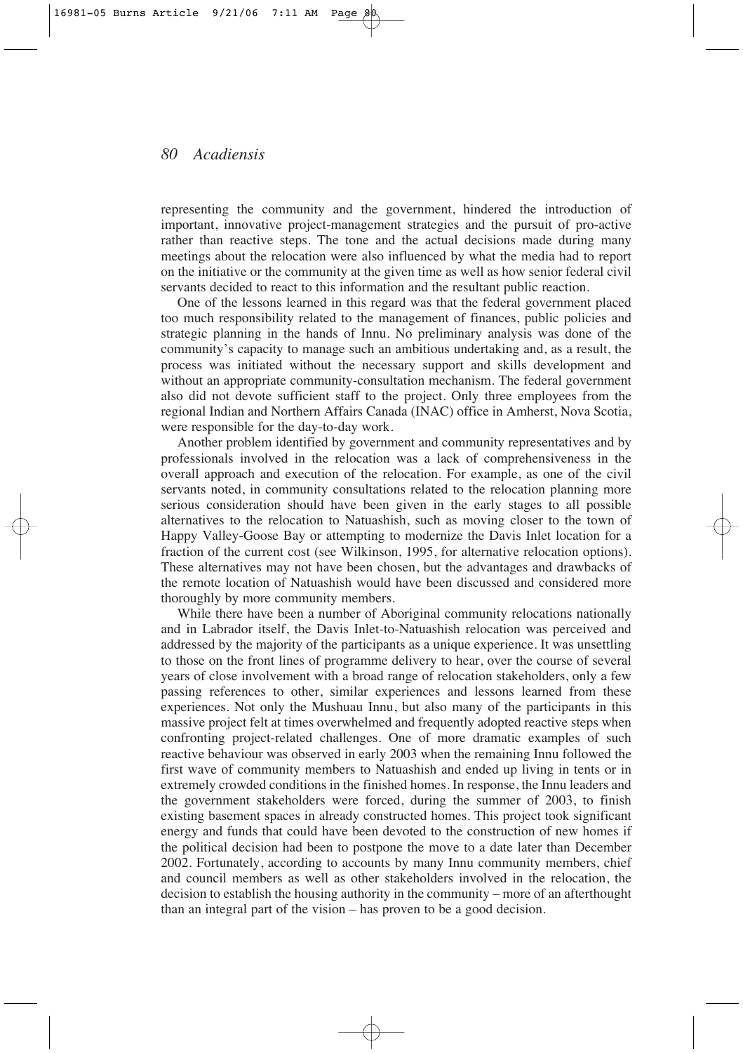representing the community and the government, hindered the introduction of important, innovative project-management strategies and the pursuit of pro-active rather than reactive steps. The tone and the actual decisions made during many meetings about the relocation were also influenced by what the media had to report on the initiative or the community at the given time as well as how senior federal civil servants decided to react to this information and the resultant public reaction.

One of the lessons learned in this regard was that the federal government placed too much responsibility related to the management of finances, public policies and strategic planning in the hands of Innu. No preliminary analysis was done of the community's capacity to manage such an ambitious undertaking and, as a result, the process was initiated without the necessary support and skills development and without an appropriate community-consultation mechanism. The federal government also did not devote sufficient staff to the project. Only three employees from the regional Indian and Northern Affairs Canada (INAC) office in Amherst, Nova Scotia, were responsible for the day-to-day work.

Another problem identified by government and community representatives and by professionals involved in the relocation was a lack of comprehensiveness in the overall approach and execution of the relocation. For example, as one of the civil servants noted, in community consultations related to the relocation planning more serious consideration should have been given in the early stages to all possible alternatives to the relocation to Natuashish, such as moving closer to the town of Happy Valley-Goose Bay or attempting to modernize the Davis Inlet location for a fraction of the current cost (see Wilkinson, 1995, for alternative relocation options). These alternatives may not have been chosen, but the advantages and drawbacks of the remote location of Natuashish would have been discussed and considered more thoroughly by more community members.

While there have been a number of Aboriginal community relocations nationally and in Labrador itself, the Davis Inlet-to-Natuashish relocation was perceived and addressed by the majority of the participants as a unique experience. It was unsettling to those on the front lines of programme delivery to hear, over the course of several years of close involvement with a broad range of relocation stakeholders, only a few passing references to other, similar experiences and lessons learned from these experiences. Not only the Mushuau Innu, but also many of the participants in this massive project felt at times overwhelmed and frequently adopted reactive steps when confronting project-related challenges. One of more dramatic examples of such reactive behaviour was observed in early 2003 when the remaining Innu followed the first wave of community members to Natuashish and ended up living in tents or in extremely crowded conditions in the finished homes. In response, the Innu leaders and the government stakeholders were forced, during the summer of 2003, to finish existing basement spaces in already constructed homes. This project took significant energy and funds that could have been devoted to the construction of new homes if the political decision had been to postpone the move to a date later than December 2002. Fortunately, according to accounts by many Innu community members, chief and council members as well as other stakeholders involved in the relocation, the decision to establish the housing authority in the community – more of an afterthought than an integral part of the vision – has proven to be a good decision.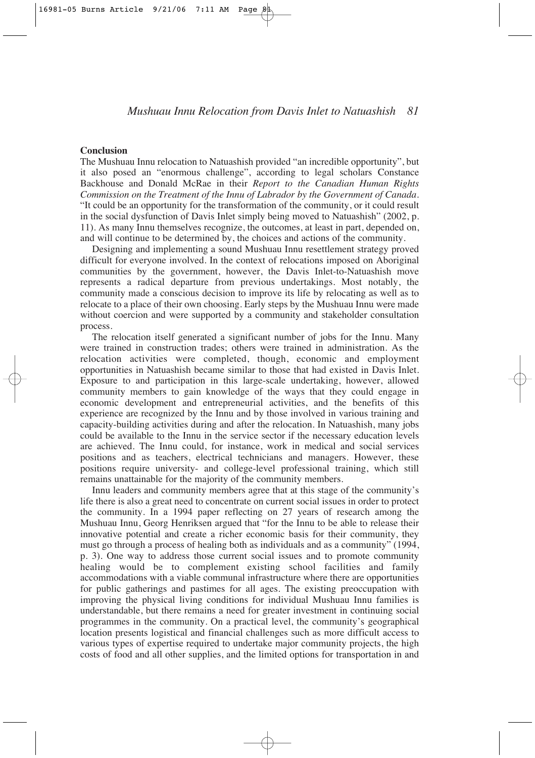## Conclusion

The Mushuau Innu relocation to Natuashish provided "an incredible opportunity", but it also posed an "enormous challenge", according to legal scholars Constance Backhouse and Donald McRae in their *Report to the Canadian Human Rights Commission on the Treatment of the Innu of Labrador by the Government of Canada*. "It could be an opportunity for the transformation of the community, or it could result in the social dysfunction of Davis Inlet simply being moved to Natuashish" (2002, p. 11). As many Innu themselves recognize, the outcomes, at least in part, depended on, and will continue to be determined by, the choices and actions of the community.

Designing and implementing a sound Mushuau Innu resettlement strategy proved difficult for everyone involved. In the context of relocations imposed on Aboriginal communities by the government, however, the Davis Inlet-to-Natuashish move represents a radical departure from previous undertakings. Most notably, the community made a conscious decision to improve its life by relocating as well as to relocate to a place of their own choosing. Early steps by the Mushuau Innu were made without coercion and were supported by a community and stakeholder consultation process.

The relocation itself generated a significant number of jobs for the Innu. Many were trained in construction trades; others were trained in administration. As the relocation activities were completed, though, economic and employment opportunities in Natuashish became similar to those that had existed in Davis Inlet. Exposure to and participation in this large-scale undertaking, however, allowed community members to gain knowledge of the ways that they could engage in economic development and entrepreneurial activities, and the benefits of this experience are recognized by the Innu and by those involved in various training and capacity-building activities during and after the relocation. In Natuashish, many jobs could be available to the Innu in the service sector if the necessary education levels are achieved. The Innu could, for instance, work in medical and social services positions and as teachers, electrical technicians and managers. However, these positions require university- and college-level professional training, which still remains unattainable for the majority of the community members.

Innu leaders and community members agree that at this stage of the community's life there is also a great need to concentrate on current social issues in order to protect the community. In a 1994 paper reflecting on 27 years of research among the Mushuau Innu, Georg Henriksen argued that "for the Innu to be able to release their innovative potential and create a richer economic basis for their community, they must go through a process of healing both as individuals and as a community" (1994, p. 3). One way to address those current social issues and to promote community healing would be to complement existing school facilities and family accommodations with a viable communal infrastructure where there are opportunities for public gatherings and pastimes for all ages. The existing preoccupation with improving the physical living conditions for individual Mushuau Innu families is understandable, but there remains a need for greater investment in continuing social programmes in the community. On a practical level, the community's geographical location presents logistical and financial challenges such as more difficult access to various types of expertise required to undertake major community projects, the high costs of food and all other supplies, and the limited options for transportation in and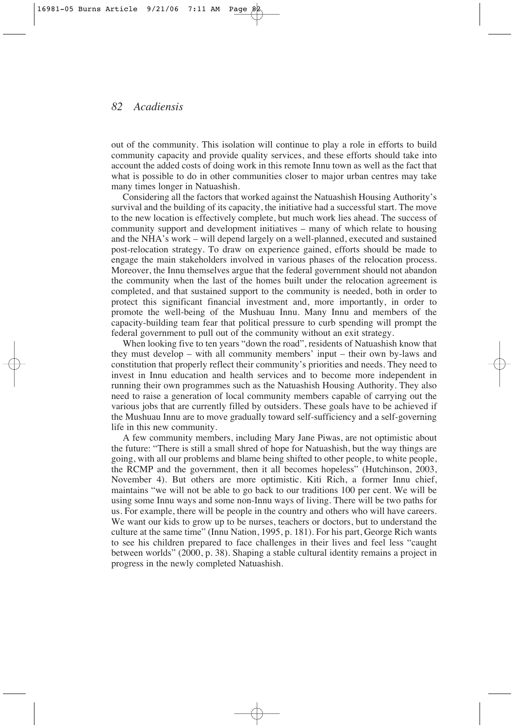out of the community. This isolation will continue to play a role in efforts to build community capacity and provide quality services, and these efforts should take into account the added costs of doing work in this remote Innu town as well as the fact that what is possible to do in other communities closer to major urban centres may take many times longer in Natuashish.

Considering all the factors that worked against the Natuashish Housing Authority's survival and the building of its capacity, the initiative had a successful start. The move to the new location is effectively complete, but much work lies ahead. The success of community support and development initiatives – many of which relate to housing and the NHA's work – will depend largely on a well-planned, executed and sustained post-relocation strategy. To draw on experience gained, efforts should be made to engage the main stakeholders involved in various phases of the relocation process. Moreover, the Innu themselves argue that the federal government should not abandon the community when the last of the homes built under the relocation agreement is completed, and that sustained support to the community is needed, both in order to protect this significant financial investment and, more importantly, in order to promote the well-being of the Mushuau Innu. Many Innu and members of the capacity-building team fear that political pressure to curb spending will prompt the federal government to pull out of the community without an exit strategy.

When looking five to ten years "down the road", residents of Natuashish know that they must develop – with all community members' input – their own by-laws and constitution that properly reflect their community's priorities and needs. They need to invest in Innu education and health services and to become more independent in running their own programmes such as the Natuashish Housing Authority. They also need to raise a generation of local community members capable of carrying out the various jobs that are currently filled by outsiders. These goals have to be achieved if the Mushuau Innu are to move gradually toward self-sufficiency and a self-governing life in this new community.

A few community members, including Mary Jane Piwas, are not optimistic about the future: "There is still a small shred of hope for Natuashish, but the way things are going, with all our problems and blame being shifted to other people, to white people, the RCMP and the government, then it all becomes hopeless" (Hutchinson, 2003, November 4). But others are more optimistic. Kiti Rich, a former Innu chief, maintains "we will not be able to go back to our traditions 100 per cent. We will be using some Innu ways and some non-Innu ways of living. There will be two paths for us. For example, there will be people in the country and others who will have careers. We want our kids to grow up to be nurses, teachers or doctors, but to understand the culture at the same time" (Innu Nation, 1995, p. 181). For his part, George Rich wants to see his children prepared to face challenges in their lives and feel less "caught between worlds" (2000, p. 38). Shaping a stable cultural identity remains a project in progress in the newly completed Natuashish.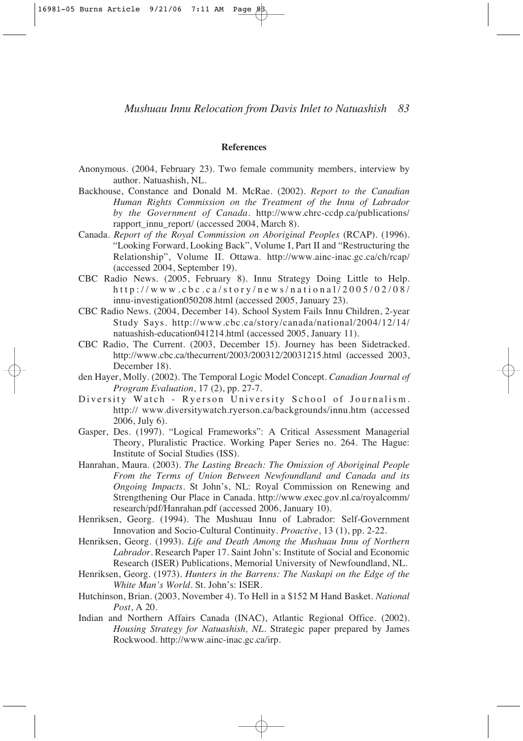## References

Anonymous. (2004, February 23). Two female community members, interview by author. Natuashish, NL.

Backhouse, Constance and Donald M. McRae. (2002). *Report to the Canadian Human Rights Commission on the Treatment of the Innu of Labrador by the Government of Canada*. http://www.chrc-ccdp.ca/publications/rapport_innu_report/ (accessed 2004, March 8).

Canada. *Report of the Royal Commission on Aboriginal Peoples* (RCAP). (1996). "Looking Forward, Looking Back", Volume I, Part II and "Restructuring the Relationship", Volume II. Ottawa. http://www.ainc-inac.gc.ca/ch/rcap/ (accessed 2004, September 19).

CBC Radio News. (2005, February 8). Innu Strategy Doing Little to Help. http://www.cbc.ca/story/news/national/2005/02/08/innu-investigation050208.html (accessed 2005, January 23).

CBC Radio News. (2004, December 14). School System Fails Innu Children, 2-year Study Says. http://www.cbc.ca/story/canada/national/2004/12/14/natuashish-education041214.html (accessed 2005, January 11).

CBC Radio, The Current. (2003, December 15). Journey has been Sidetracked. http://www.cbc.ca/thecurrent/2003/200312/20031215.html (accessed 2003, December 18).

den Hayer, Molly. (2002). The Temporal Logic Model Concept. *Canadian Journal of Program Evaluation*, 17 (2), pp. 27-7.

Diversity Watch - Ryerson University School of Journalism. http:// www.diversitywatch.ryerson.ca/backgrounds/innu.htm (accessed 2006, July 6).

Gasper, Des. (1997). "Logical Frameworks": A Critical Assessment Managerial Theory, Pluralistic Practice. Working Paper Series no. 264. The Hague: Institute of Social Studies (ISS).

Hanrahan, Maura. (2003). *The Lasting Breach: The Omission of Aboriginal People From the Terms of Union Between Newfoundland and Canada and its Ongoing Impacts*. St John's, NL: Royal Commission on Renewing and Strengthening Our Place in Canada. http://www.exec.gov.nl.ca/royalcomm/research/pdf/Hanrahan.pdf (accessed 2006, January 10).

Henriksen, Georg. (1994). The Mushuau Innu of Labrador: Self-Government Innovation and Socio-Cultural Continuity. *Proactive*, 13 (1), pp. 2-22.

Henriksen, Georg. (1993). *Life and Death Among the Mushuau Innu of Northern Labrador*. Research Paper 17. Saint John's: Institute of Social and Economic Research (ISER) Publications, Memorial University of Newfoundland, NL.

Henriksen, Georg. (1973). *Hunters in the Barrens: The Naskapi on the Edge of the White Man's World*. St. John's: ISER.

Hutchinson, Brian. (2003, November 4). To Hell in a $152 M Hand Basket. *National Post*, A 20.

Indian and Northern Affairs Canada (INAC), Atlantic Regional Office. (2002). *Housing Strategy for Natuashish, NL*. Strategic paper prepared by James Rockwood. http://www.ainc-inac.gc.ca/irp.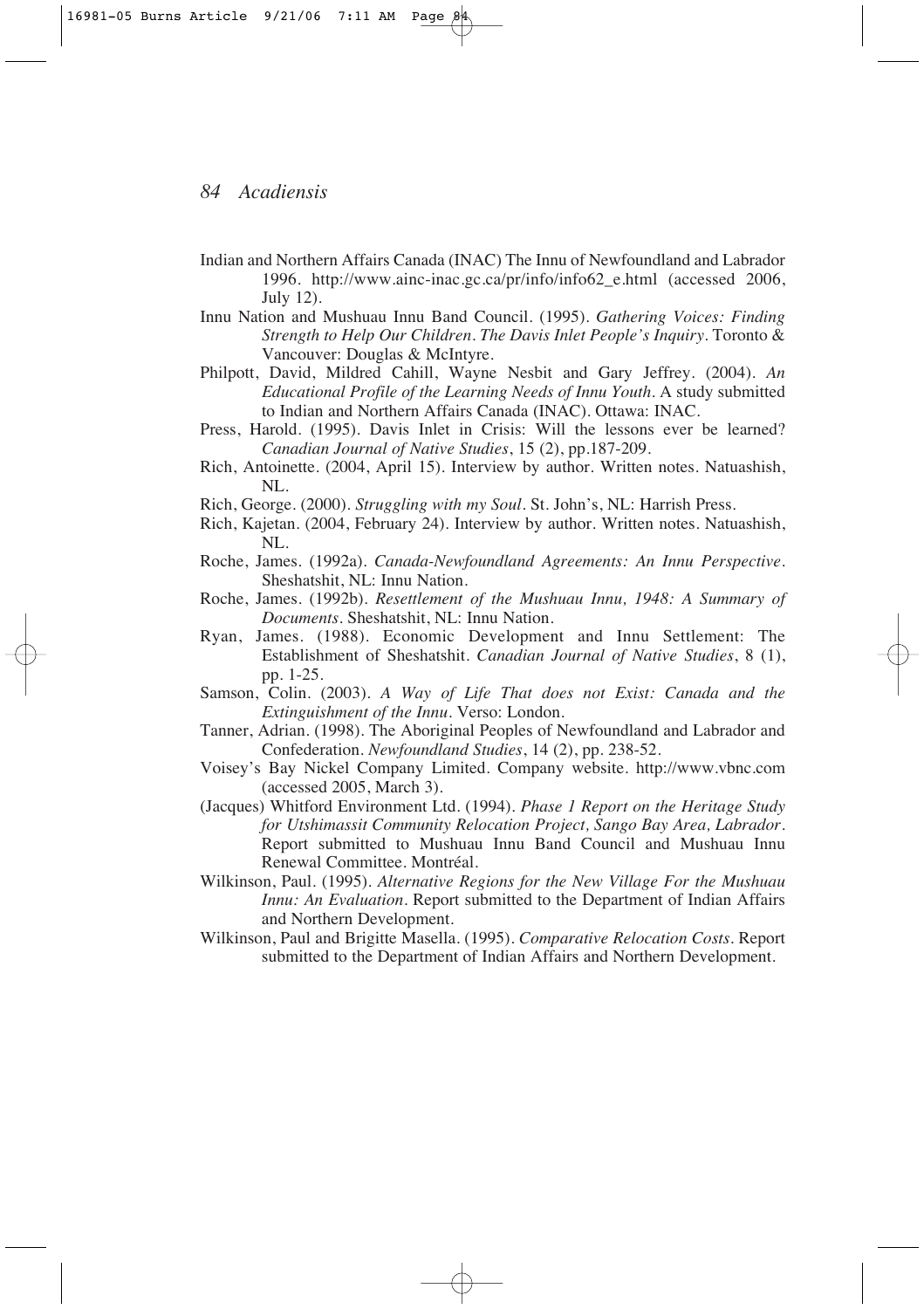Indian and Northern Affairs Canada (INAC) The Innu of Newfoundland and Labrador 1996. http://www.ainc-inac.gc.ca/pr/info/info62_e.html (accessed 2006, July 12).

Innu Nation and Mushuau Innu Band Council. (1995). *Gathering Voices: Finding Strength to Help Our Children. The Davis Inlet People's Inquiry*. Toronto & Vancouver: Douglas & McIntyre.

Philpott, David, Mildred Cahill, Wayne Nesbit and Gary Jeffrey. (2004). *An Educational Profile of the Learning Needs of Innu Youth*. A study submitted to Indian and Northern Affairs Canada (INAC). Ottawa: INAC.

Press, Harold. (1995). Davis Inlet in Crisis: Will the lessons ever be learned? *Canadian Journal of Native Studies*, 15 (2), pp.187-209.

Rich, Antoinette. (2004, April 15). Interview by author. Written notes. Natuashish, NL.

Rich, George. (2000). *Struggling with my Soul*. St. John's, NL: Harrish Press.

Rich, Kajetan. (2004, February 24). Interview by author. Written notes. Natuashish, NL.

Roche, James. (1992a). *Canada-Newfoundland Agreements: An Innu Perspective*. Sheshatshit, NL: Innu Nation.

Roche, James. (1992b). *Resettlement of the Mushuau Innu, 1948: A Summary of Documents*. Sheshatshit, NL: Innu Nation.

Ryan, James. (1988). Economic Development and Innu Settlement: The Establishment of Sheshatshit. *Canadian Journal of Native Studies*, 8 (1), pp. 1-25.

Samson, Colin. (2003). *A Way of Life That does not Exist: Canada and the Extinguishment of the Innu*. Verso: London.

Tanner, Adrian. (1998). The Aboriginal Peoples of Newfoundland and Labrador and Confederation. *Newfoundland Studies*, 14 (2), pp. 238-52.

Voisey's Bay Nickel Company Limited. Company website. http://www.vbnc.com (accessed 2005, March 3).

(Jacques) Whitford Environment Ltd. (1994). *Phase 1 Report on the Heritage Study for Utshimassit Community Relocation Project, Sango Bay Area, Labrador*. Report submitted to Mushuau Innu Band Council and Mushuau Innu Renewal Committee. Montréal.

Wilkinson, Paul. (1995). *Alternative Regions for the New Village For the Mushuau Innu: An Evaluation*. Report submitted to the Department of Indian Affairs and Northern Development.

Wilkinson, Paul and Brigitte Masella. (1995). *Comparative Relocation Costs*. Report submitted to the Department of Indian Affairs and Northern Development.